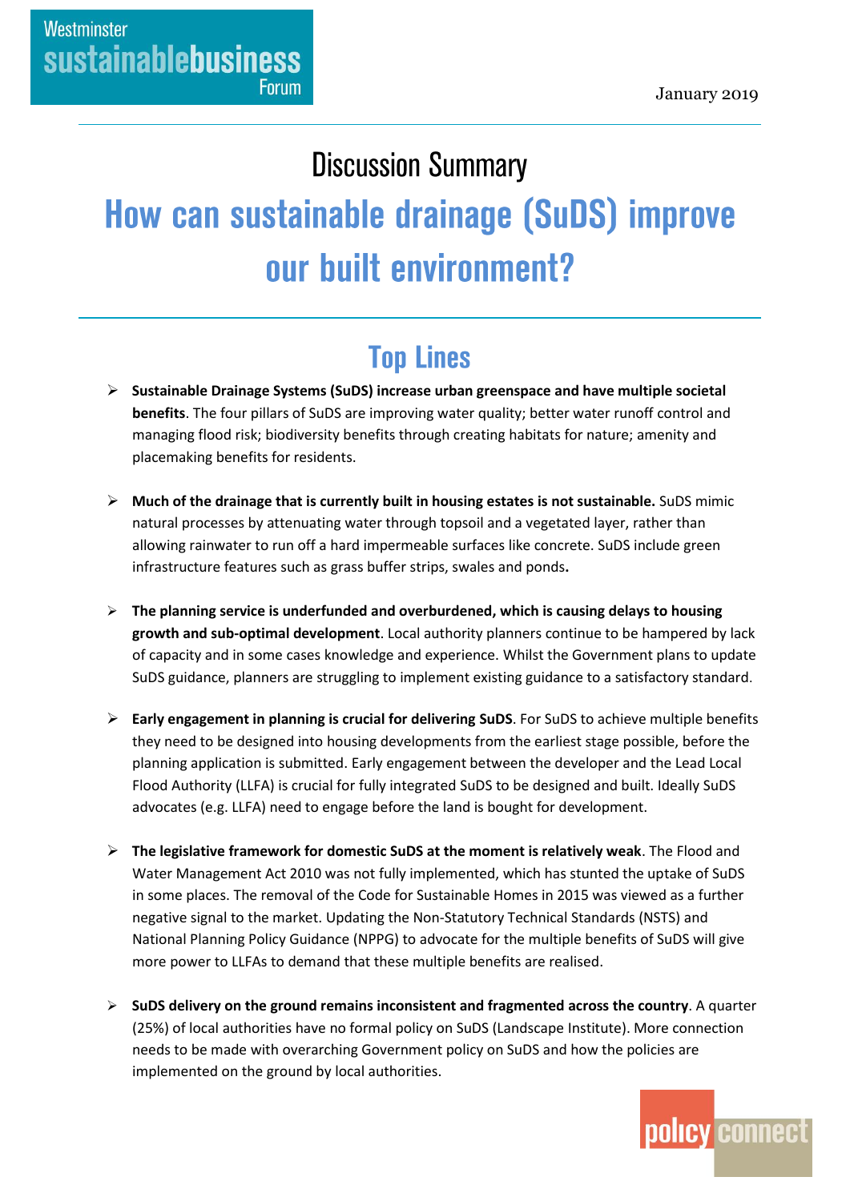Westminster sustainablebusiness Forum

January 2019

# Discussion Summary

# How can sustainable drainage (SuDS) improve our built environment?

## Top Lines

- **Sustainable Drainage Systems (SuDS) increase urban greenspace and have multiple societal benefits**. The four pillars of SuDS are improving water quality; better water runoff control and managing flood risk; biodiversity benefits through creating habitats for nature; amenity and placemaking benefits for residents.

- **Much of the drainage that is currently built in housing estates is not sustainable.** SuDS mimic natural processes by attenuating water through topsoil and a vegetated layer, rather than allowing rainwater to run off a hard impermeable surfaces like concrete. SuDS include green infrastructure features such as grass buffer strips, swales and ponds**.**

- **The planning service is underfunded and overburdened, which is causing delays to housing growth and sub-optimal development**. Local authority planners continue to be hampered by lack of capacity and in some cases knowledge and experience. Whilst the Government plans to update SuDS guidance, planners are struggling to implement existing guidance to a satisfactory standard.

- **Early engagement in planning is crucial for delivering SuDS**. For SuDS to achieve multiple benefits they need to be designed into housing developments from the earliest stage possible, before the planning application is submitted. Early engagement between the developer and the Lead Local Flood Authority (LLFA) is crucial for fully integrated SuDS to be designed and built. Ideally SuDS advocates (e.g. LLFA) need to engage before the land is bought for development.

- **The legislative framework for domestic SuDS at the moment is relatively weak**. The Flood and Water Management Act 2010 was not fully implemented, which has stunted the uptake of SuDS in some places. The removal of the Code for Sustainable Homes in 2015 was viewed as a further negative signal to the market. Updating the Non-Statutory Technical Standards (NSTS) and National Planning Policy Guidance (NPPG) to advocate for the multiple benefits of SuDS will give more power to LLFAs to demand that these multiple benefits are realised.

- **SuDS delivery on the ground remains inconsistent and fragmented across the country**. A quarter (25%) of local authorities have no formal policy on SuDS (Landscape Institute). More connection needs to be made with overarching Government policy on SuDS and how the policies are implemented on the ground by local authorities.

policy connect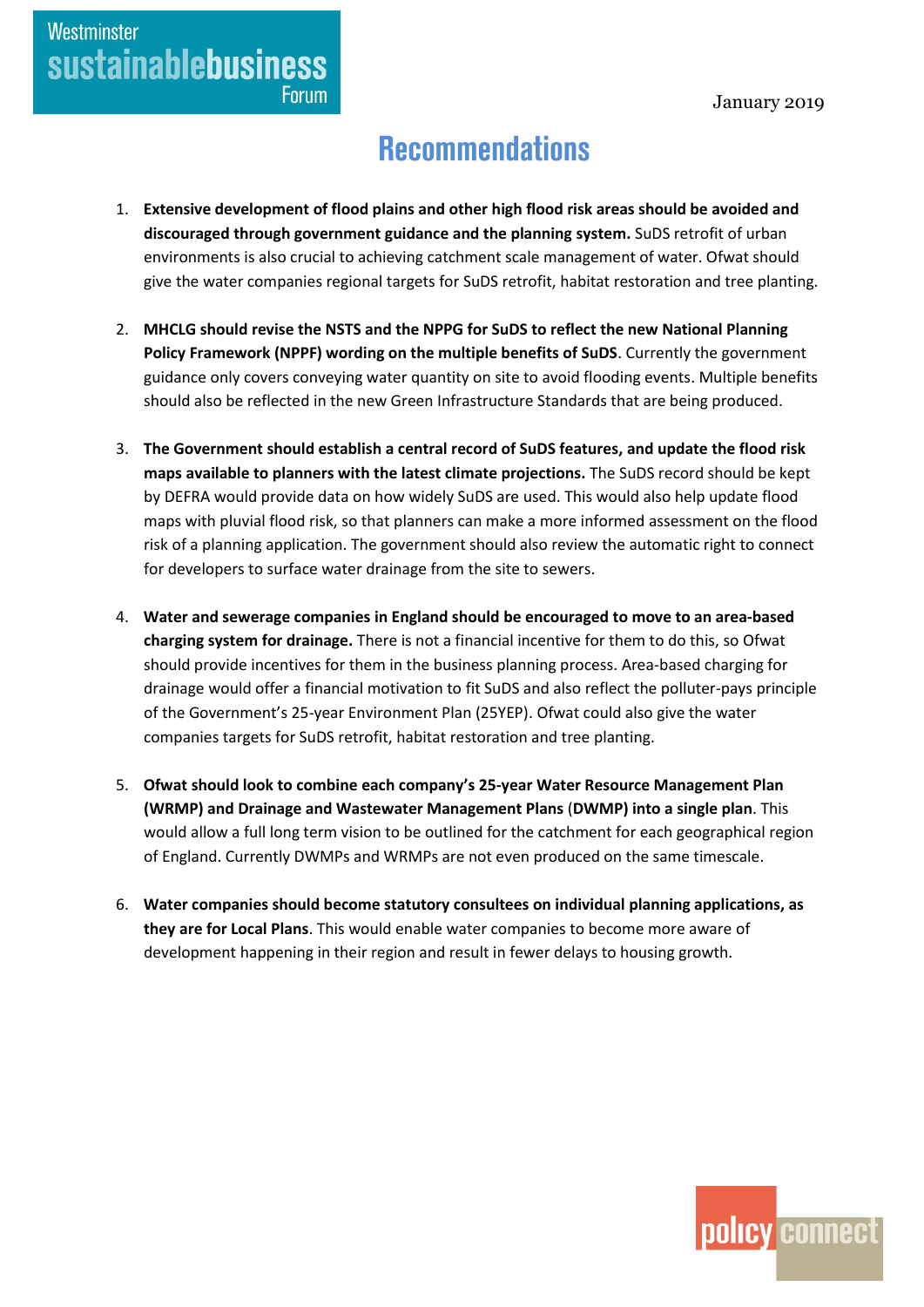# Recommendations

1. **Extensive development of flood plains and other high flood risk areas should be avoided and discouraged through government guidance and the planning system.** SuDS retrofit of urban environments is also crucial to achieving catchment scale management of water. Ofwat should give the water companies regional targets for SuDS retrofit, habitat restoration and tree planting.

2. **MHCLG should revise the NSTS and the NPPG for SuDS to reflect the new National Planning Policy Framework (NPPF) wording on the multiple benefits of SuDS**. Currently the government guidance only covers conveying water quantity on site to avoid flooding events. Multiple benefits should also be reflected in the new Green Infrastructure Standards that are being produced.

3. **The Government should establish a central record of SuDS features, and update the flood risk maps available to planners with the latest climate projections.** The SuDS record should be kept by DEFRA would provide data on how widely SuDS are used. This would also help update flood maps with pluvial flood risk, so that planners can make a more informed assessment on the flood risk of a planning application. The government should also review the automatic right to connect for developers to surface water drainage from the site to sewers.

4. **Water and sewerage companies in England should be encouraged to move to an area-based charging system for drainage.** There is not a financial incentive for them to do this, so Ofwat should provide incentives for them in the business planning process. Area-based charging for drainage would offer a financial motivation to fit SuDS and also reflect the polluter-pays principle of the Government's 25-year Environment Plan (25YEP). Ofwat could also give the water companies targets for SuDS retrofit, habitat restoration and tree planting.

5. **Ofwat should look to combine each company's 25-year Water Resource Management Plan (WRMP) and Drainage and Wastewater Management Plans** (**DWMP) into a single plan**. This would allow a full long term vision to be outlined for the catchment for each geographical region of England. Currently DWMPs and WRMPs are not even produced on the same timescale.

6. **Water companies should become statutory consultees on individual planning applications, as they are for Local Plans**. This would enable water companies to become more aware of development happening in their region and result in fewer delays to housing growth.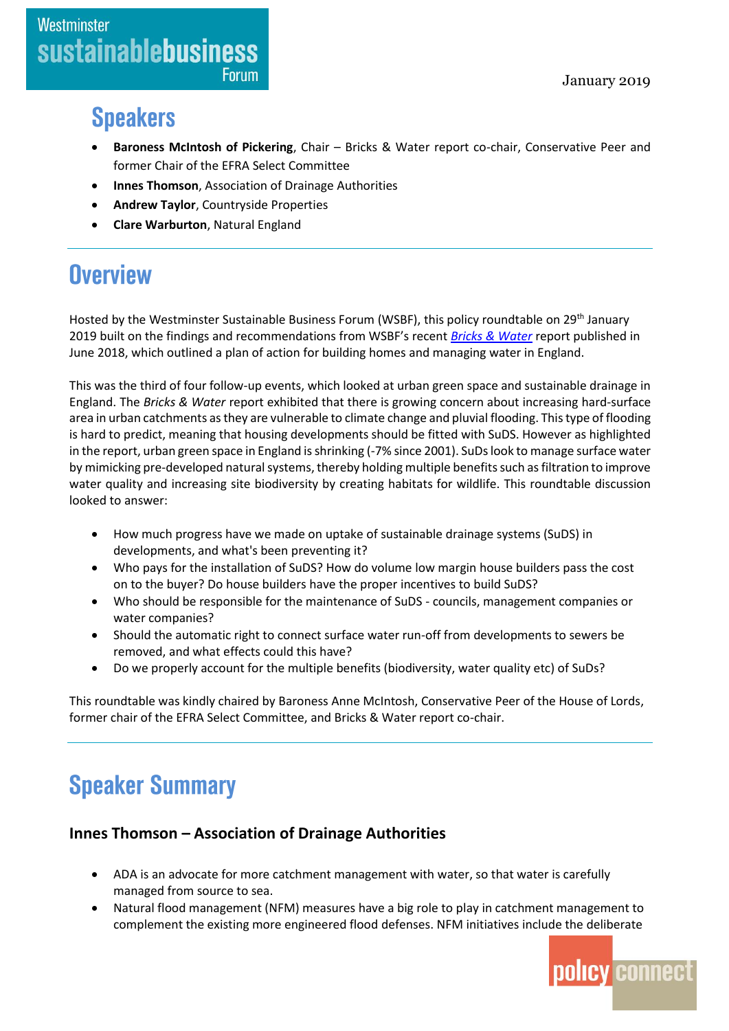## Speakers

- **Baroness McIntosh of Pickering**, Chair – Bricks & Water report co-chair, Conservative Peer and former Chair of the EFRA Select Committee
- **Innes Thomson**, Association of Drainage Authorities
- **Andrew Taylor**, Countryside Properties
- **Clare Warburton**, Natural England

## Overview

Hosted by the Westminster Sustainable Business Forum (WSBF), this policy roundtable on 29th January 2019 built on the findings and recommendations from WSBF's recent *Bricks & Water* report published in June 2018, which outlined a plan of action for building homes and managing water in England.

This was the third of four follow-up events, which looked at urban green space and sustainable drainage in England. The *Bricks & Water* report exhibited that there is growing concern about increasing hard-surface area in urban catchments as they are vulnerable to climate change and pluvial flooding. This type of flooding is hard to predict, meaning that housing developments should be fitted with SuDS. However as highlighted in the report, urban green space in England is shrinking (-7% since 2001). SuDs look to manage surface water by mimicking pre-developed natural systems, thereby holding multiple benefits such as filtration to improve water quality and increasing site biodiversity by creating habitats for wildlife. This roundtable discussion looked to answer:

- How much progress have we made on uptake of sustainable drainage systems (SuDS) in developments, and what's been preventing it?
- Who pays for the installation of SuDS? How do volume low margin house builders pass the cost on to the buyer? Do house builders have the proper incentives to build SuDS?
- Who should be responsible for the maintenance of SuDS - councils, management companies or water companies?
- Should the automatic right to connect surface water run-off from developments to sewers be removed, and what effects could this have?
- Do we properly account for the multiple benefits (biodiversity, water quality etc) of SuDs?

This roundtable was kindly chaired by Baroness Anne McIntosh, Conservative Peer of the House of Lords, former chair of the EFRA Select Committee, and Bricks & Water report co-chair.

## Speaker Summary

### Innes Thomson – Association of Drainage Authorities

- ADA is an advocate for more catchment management with water, so that water is carefully managed from source to sea.
- Natural flood management (NFM) measures have a big role to play in catchment management to complement the existing more engineered flood defenses. NFM initiatives include the deliberate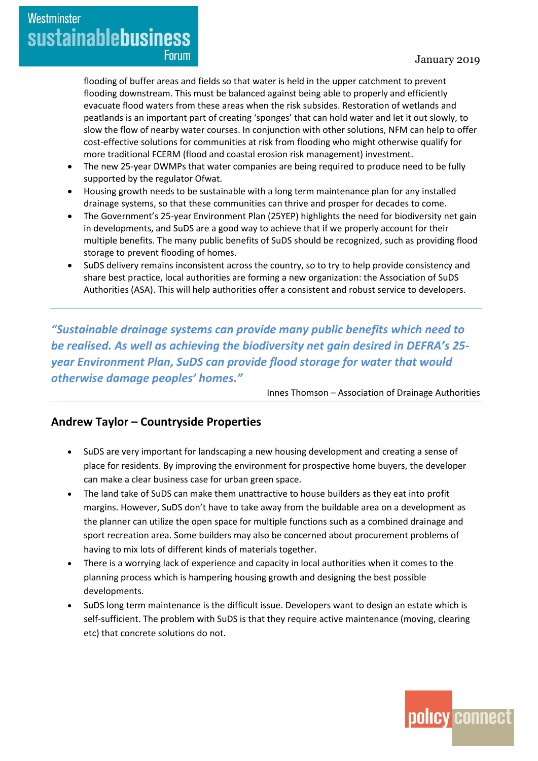flooding of buffer areas and fields so that water is held in the upper catchment to prevent flooding downstream. This must be balanced against being able to properly and efficiently evacuate flood waters from these areas when the risk subsides. Restoration of wetlands and peatlands is an important part of creating 'sponges' that can hold water and let it out slowly, to slow the flow of nearby water courses. In conjunction with other solutions, NFM can help to offer cost-effective solutions for communities at risk from flooding who might otherwise qualify for more traditional FCERM (flood and coastal erosion risk management) investment.

- The new 25-year DWMPs that water companies are being required to produce need to be fully supported by the regulator Ofwat.
- Housing growth needs to be sustainable with a long term maintenance plan for any installed drainage systems, so that these communities can thrive and prosper for decades to come.
- The Government's 25-year Environment Plan (25YEP) highlights the need for biodiversity net gain in developments, and SuDS are a good way to achieve that if we properly account for their multiple benefits. The many public benefits of SuDS should be recognized, such as providing flood storage to prevent flooding of homes.
- SuDS delivery remains inconsistent across the country, so to try to help provide consistency and share best practice, local authorities are forming a new organization: the Association of SuDS Authorities (ASA). This will help authorities offer a consistent and robust service to developers.

---

***"Sustainable drainage systems can provide many public benefits which need to be realised. As well as achieving the biodiversity net gain desired in DEFRA's 25-year Environment Plan, SuDS can provide flood storage for water that would otherwise damage peoples' homes."***

Innes Thomson – Association of Drainage Authorities

---

## Andrew Taylor – Countryside Properties

- SuDS are very important for landscaping a new housing development and creating a sense of place for residents. By improving the environment for prospective home buyers, the developer can make a clear business case for urban green space.
- The land take of SuDS can make them unattractive to house builders as they eat into profit margins. However, SuDS don't have to take away from the buildable area on a development as the planner can utilize the open space for multiple functions such as a combined drainage and sport recreation area. Some builders may also be concerned about procurement problems of having to mix lots of different kinds of materials together.
- There is a worrying lack of experience and capacity in local authorities when it comes to the planning process which is hampering housing growth and designing the best possible developments.
- SuDS long term maintenance is the difficult issue. Developers want to design an estate which is self-sufficient. The problem with SuDS is that they require active maintenance (moving, clearing etc) that concrete solutions do not.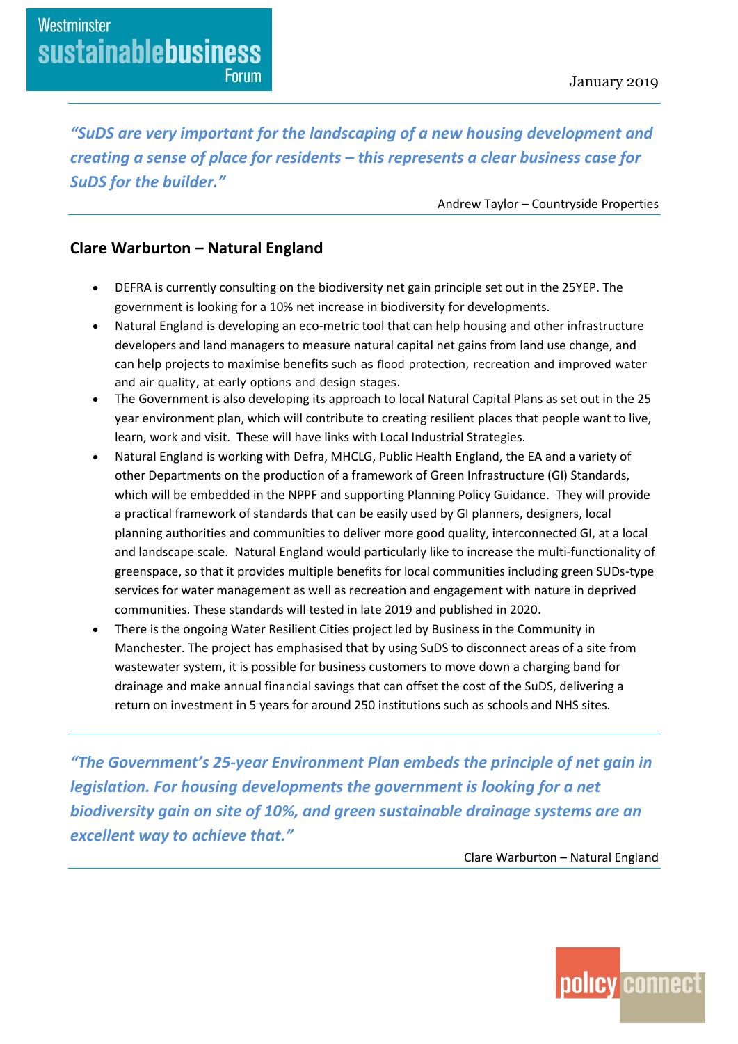*"SuDS are very important for the landscaping of a new housing development and creating a sense of place for residents – this represents a clear business case for SuDS for the builder."*

Andrew Taylor – Countryside Properties

## Clare Warburton – Natural England

- DEFRA is currently consulting on the biodiversity net gain principle set out in the 25YEP. The government is looking for a 10% net increase in biodiversity for developments.
- Natural England is developing an eco-metric tool that can help housing and other infrastructure developers and land managers to measure natural capital net gains from land use change, and can help projects to maximise benefits such as flood protection, recreation and improved water and air quality, at early options and design stages.
- The Government is also developing its approach to local Natural Capital Plans as set out in the 25 year environment plan, which will contribute to creating resilient places that people want to live, learn, work and visit. These will have links with Local Industrial Strategies.
- Natural England is working with Defra, MHCLG, Public Health England, the EA and a variety of other Departments on the production of a framework of Green Infrastructure (GI) Standards, which will be embedded in the NPPF and supporting Planning Policy Guidance. They will provide a practical framework of standards that can be easily used by GI planners, designers, local planning authorities and communities to deliver more good quality, interconnected GI, at a local and landscape scale. Natural England would particularly like to increase the multi-functionality of greenspace, so that it provides multiple benefits for local communities including green SUDs-type services for water management as well as recreation and engagement with nature in deprived communities. These standards will tested in late 2019 and published in 2020.
- There is the ongoing Water Resilient Cities project led by Business in the Community in Manchester. The project has emphasised that by using SuDS to disconnect areas of a site from wastewater system, it is possible for business customers to move down a charging band for drainage and make annual financial savings that can offset the cost of the SuDS, delivering a return on investment in 5 years for around 250 institutions such as schools and NHS sites.

*"The Government's 25-year Environment Plan embeds the principle of net gain in legislation. For housing developments the government is looking for a net biodiversity gain on site of 10%, and green sustainable drainage systems are an excellent way to achieve that."*

Clare Warburton – Natural England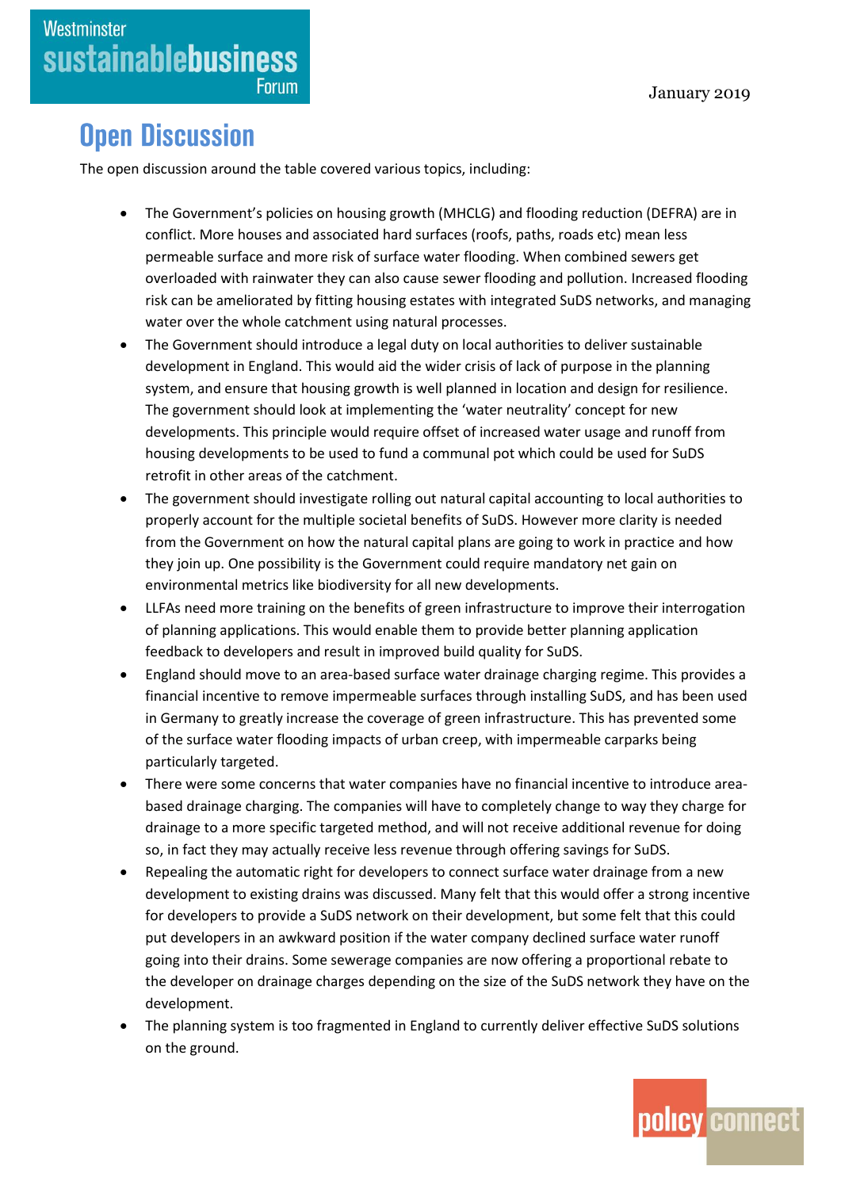# Open Discussion

The open discussion around the table covered various topics, including:

- The Government's policies on housing growth (MHCLG) and flooding reduction (DEFRA) are in conflict. More houses and associated hard surfaces (roofs, paths, roads etc) mean less permeable surface and more risk of surface water flooding. When combined sewers get overloaded with rainwater they can also cause sewer flooding and pollution. Increased flooding risk can be ameliorated by fitting housing estates with integrated SuDS networks, and managing water over the whole catchment using natural processes.
- The Government should introduce a legal duty on local authorities to deliver sustainable development in England. This would aid the wider crisis of lack of purpose in the planning system, and ensure that housing growth is well planned in location and design for resilience. The government should look at implementing the 'water neutrality' concept for new developments. This principle would require offset of increased water usage and runoff from housing developments to be used to fund a communal pot which could be used for SuDS retrofit in other areas of the catchment.
- The government should investigate rolling out natural capital accounting to local authorities to properly account for the multiple societal benefits of SuDS. However more clarity is needed from the Government on how the natural capital plans are going to work in practice and how they join up. One possibility is the Government could require mandatory net gain on environmental metrics like biodiversity for all new developments.
- LLFAs need more training on the benefits of green infrastructure to improve their interrogation of planning applications. This would enable them to provide better planning application feedback to developers and result in improved build quality for SuDS.
- England should move to an area-based surface water drainage charging regime. This provides a financial incentive to remove impermeable surfaces through installing SuDS, and has been used in Germany to greatly increase the coverage of green infrastructure. This has prevented some of the surface water flooding impacts of urban creep, with impermeable carparks being particularly targeted.
- There were some concerns that water companies have no financial incentive to introduce area-based drainage charging. The companies will have to completely change to way they charge for drainage to a more specific targeted method, and will not receive additional revenue for doing so, in fact they may actually receive less revenue through offering savings for SuDS.
- Repealing the automatic right for developers to connect surface water drainage from a new development to existing drains was discussed. Many felt that this would offer a strong incentive for developers to provide a SuDS network on their development, but some felt that this could put developers in an awkward position if the water company declined surface water runoff going into their drains. Some sewerage companies are now offering a proportional rebate to the developer on drainage charges depending on the size of the SuDS network they have on the development.
- The planning system is too fragmented in England to currently deliver effective SuDS solutions on the ground.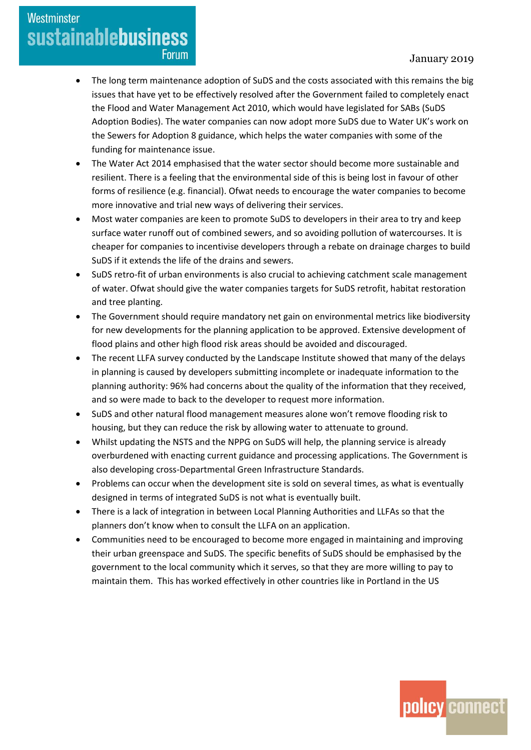- The long term maintenance adoption of SuDS and the costs associated with this remains the big issues that have yet to be effectively resolved after the Government failed to completely enact the Flood and Water Management Act 2010, which would have legislated for SABs (SuDS Adoption Bodies). The water companies can now adopt more SuDS due to Water UK's work on the Sewers for Adoption 8 guidance, which helps the water companies with some of the funding for maintenance issue.
- The Water Act 2014 emphasised that the water sector should become more sustainable and resilient. There is a feeling that the environmental side of this is being lost in favour of other forms of resilience (e.g. financial). Ofwat needs to encourage the water companies to become more innovative and trial new ways of delivering their services.
- Most water companies are keen to promote SuDS to developers in their area to try and keep surface water runoff out of combined sewers, and so avoiding pollution of watercourses. It is cheaper for companies to incentivise developers through a rebate on drainage charges to build SuDS if it extends the life of the drains and sewers.
- SuDS retro-fit of urban environments is also crucial to achieving catchment scale management of water. Ofwat should give the water companies targets for SuDS retrofit, habitat restoration and tree planting.
- The Government should require mandatory net gain on environmental metrics like biodiversity for new developments for the planning application to be approved. Extensive development of flood plains and other high flood risk areas should be avoided and discouraged.
- The recent LLFA survey conducted by the Landscape Institute showed that many of the delays in planning is caused by developers submitting incomplete or inadequate information to the planning authority: 96% had concerns about the quality of the information that they received, and so were made to back to the developer to request more information.
- SuDS and other natural flood management measures alone won't remove flooding risk to housing, but they can reduce the risk by allowing water to attenuate to ground.
- Whilst updating the NSTS and the NPPG on SuDS will help, the planning service is already overburdened with enacting current guidance and processing applications. The Government is also developing cross-Departmental Green Infrastructure Standards.
- Problems can occur when the development site is sold on several times, as what is eventually designed in terms of integrated SuDS is not what is eventually built.
- There is a lack of integration in between Local Planning Authorities and LLFAs so that the planners don't know when to consult the LLFA on an application.
- Communities need to be encouraged to become more engaged in maintaining and improving their urban greenspace and SuDS. The specific benefits of SuDS should be emphasised by the government to the local community which it serves, so that they are more willing to pay to maintain them. This has worked effectively in other countries like in Portland in the US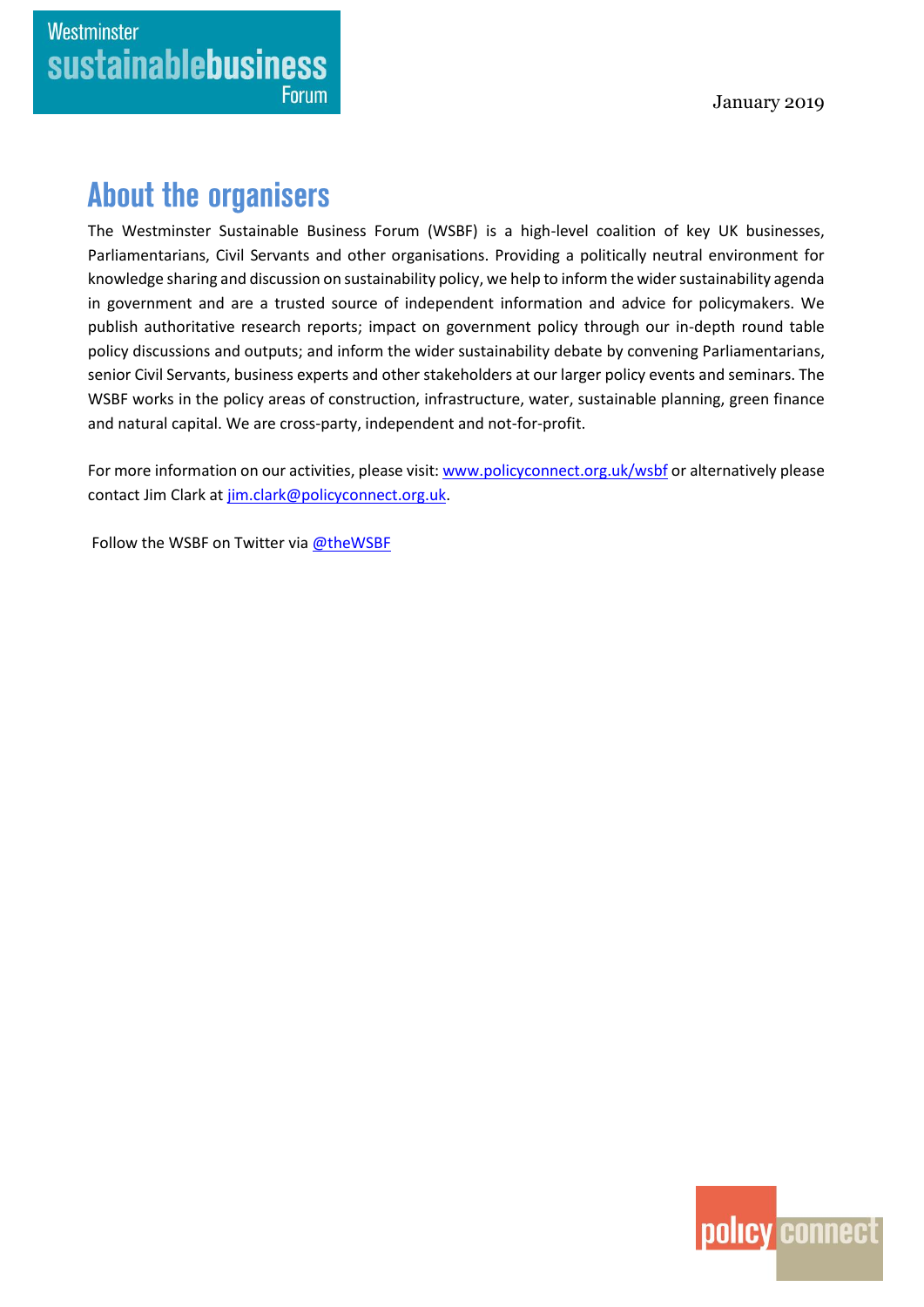# About the organisers

The Westminster Sustainable Business Forum (WSBF) is a high-level coalition of key UK businesses, Parliamentarians, Civil Servants and other organisations. Providing a politically neutral environment for knowledge sharing and discussion on sustainability policy, we help to inform the wider sustainability agenda in government and are a trusted source of independent information and advice for policymakers. We publish authoritative research reports; impact on government policy through our in-depth round table policy discussions and outputs; and inform the wider sustainability debate by convening Parliamentarians, senior Civil Servants, business experts and other stakeholders at our larger policy events and seminars. The WSBF works in the policy areas of construction, infrastructure, water, sustainable planning, green finance and natural capital. We are cross-party, independent and not-for-profit.

For more information on our activities, please visit: www.policyconnect.org.uk/wsbf or alternatively please contact Jim Clark at jim.clark@policyconnect.org.uk.

Follow the WSBF on Twitter via @theWSBF